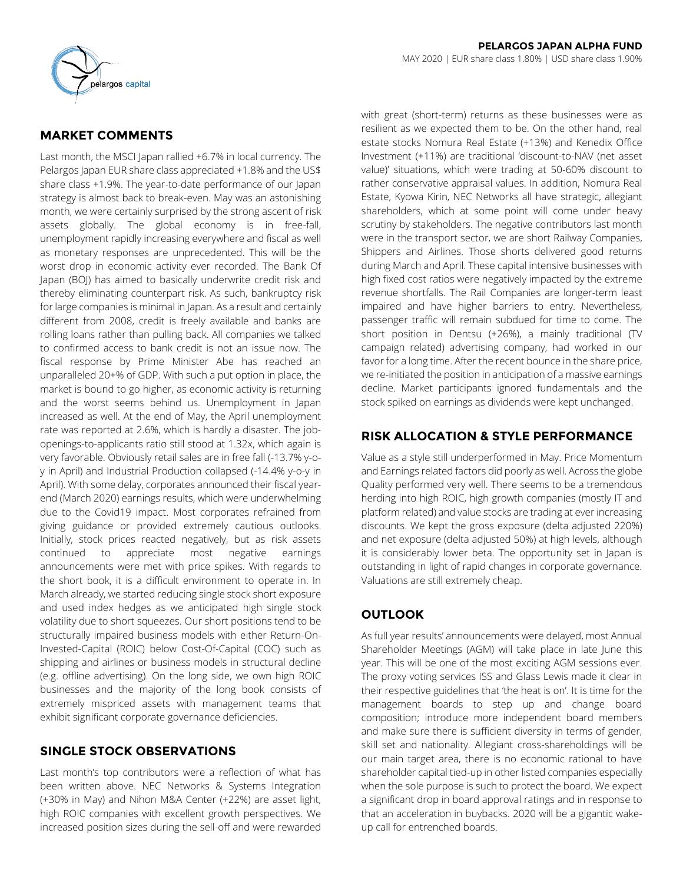**PELARGOS JAPAN ALPHA FUND**

MAY 2020 | EUR share class 1.80% | USD share class 1.90%

## MARKET COMMENTS

Last month, the MSCI Japan rallied +6.7% in local currency. The Pelargos Japan EUR share class appreciated +1.8% and the US$ share class +1.9%. The year-to-date performance of our Japan strategy is almost back to break-even. May was an astonishing month, we were certainly surprised by the strong ascent of risk assets globally. The global economy is in free-fall, unemployment rapidly increasing everywhere and fiscal as well as monetary responses are unprecedented. This will be the worst drop in economic activity ever recorded. The Bank Of Japan (BOJ) has aimed to basically underwrite credit risk and thereby eliminating counterpart risk. As such, bankruptcy risk for large companies is minimal in Japan. As a result and certainly different from 2008, credit is freely available and banks are rolling loans rather than pulling back. All companies we talked to confirmed access to bank credit is not an issue now. The fiscal response by Prime Minister Abe has reached an unparalleled 20+% of GDP. With such a put option in place, the market is bound to go higher, as economic activity is returning and the worst seems behind us. Unemployment in Japan increased as well. At the end of May, the April unemployment rate was reported at 2.6%, which is hardly a disaster. The job-openings-to-applicants ratio still stood at 1.32x, which again is very favorable. Obviously retail sales are in free fall (-13.7% y-o-y in April) and Industrial Production collapsed (-14.4% y-o-y in April). With some delay, corporates announced their fiscal year-end (March 2020) earnings results, which were underwhelming due to the Covid19 impact. Most corporates refrained from giving guidance or provided extremely cautious outlooks. Initially, stock prices reacted negatively, but as risk assets continued to appreciate most negative earnings announcements were met with price spikes. With regards to the short book, it is a difficult environment to operate in. In March already, we started reducing single stock short exposure and used index hedges as we anticipated high single stock volatility due to short squeezes. Our short positions tend to be structurally impaired business models with either Return-On-Invested-Capital (ROIC) below Cost-Of-Capital (COC) such as shipping and airlines or business models in structural decline (e.g. offline advertising). On the long side, we own high ROIC businesses and the majority of the long book consists of extremely mispriced assets with management teams that exhibit significant corporate governance deficiencies.

## SINGLE STOCK OBSERVATIONS

Last month's top contributors were a reflection of what has been written above. NEC Networks & Systems Integration (+30% in May) and Nihon M&A Center (+22%) are asset light, high ROIC companies with excellent growth perspectives. We increased position sizes during the sell-off and were rewarded with great (short-term) returns as these businesses were as resilient as we expected them to be. On the other hand, real estate stocks Nomura Real Estate (+13%) and Kenedix Office Investment (+11%) are traditional 'discount-to-NAV (net asset value)' situations, which were trading at 50-60% discount to rather conservative appraisal values. In addition, Nomura Real Estate, Kyowa Kirin, NEC Networks all have strategic, allegiant shareholders, which at some point will come under heavy scrutiny by stakeholders. The negative contributors last month were in the transport sector, we are short Railway Companies, Shippers and Airlines. Those shorts delivered good returns during March and April. These capital intensive businesses with high fixed cost ratios were negatively impacted by the extreme revenue shortfalls. The Rail Companies are longer-term least impaired and have higher barriers to entry. Nevertheless, passenger traffic will remain subdued for time to come. The short position in Dentsu (+26%), a mainly traditional (TV campaign related) advertising company, had worked in our favor for a long time. After the recent bounce in the share price, we re-initiated the position in anticipation of a massive earnings decline. Market participants ignored fundamentals and the stock spiked on earnings as dividends were kept unchanged.

## RISK ALLOCATION & STYLE PERFORMANCE

Value as a style still underperformed in May. Price Momentum and Earnings related factors did poorly as well. Across the globe Quality performed very well. There seems to be a tremendous herding into high ROIC, high growth companies (mostly IT and platform related) and value stocks are trading at ever increasing discounts. We kept the gross exposure (delta adjusted 220%) and net exposure (delta adjusted 50%) at high levels, although it is considerably lower beta. The opportunity set in Japan is outstanding in light of rapid changes in corporate governance. Valuations are still extremely cheap.

## OUTLOOK

As full year results' announcements were delayed, most Annual Shareholder Meetings (AGM) will take place in late June this year. This will be one of the most exciting AGM sessions ever. The proxy voting services ISS and Glass Lewis made it clear in their respective guidelines that 'the heat is on'. It is time for the management boards to step up and change board composition; introduce more independent board members and make sure there is sufficient diversity in terms of gender, skill set and nationality. Allegiant cross-shareholdings will be our main target area, there is no economic rational to have shareholder capital tied-up in other listed companies especially when the sole purpose is such to protect the board. We expect a significant drop in board approval ratings and in response to that an acceleration in buybacks. 2020 will be a gigantic wake-up call for entrenched boards.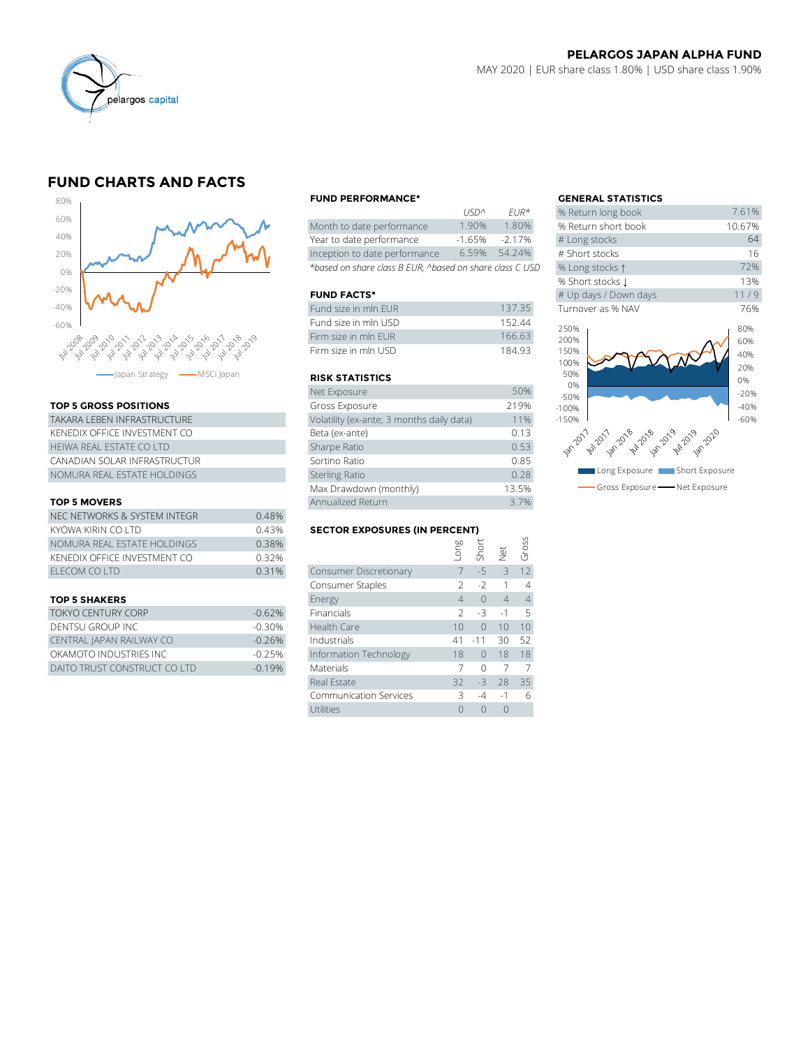**PELARGOS JAPAN ALPHA FUND**

MAY 2020 | EUR share class 1.80% | USD share class 1.90%

## FUND CHARTS AND FACTS

Japan Strategy — MSCI Japan

### FUND PERFORMANCE*

| | USD^ | EUR* |
|---|---|---|
| Month to date performance | 1.90% | 1.80% |
| Year to date performance | -1.65% | -2.17% |
| Inception to date performance | 6.59% | 54.24% |

*based on share class B EUR, ^based on share class C USD

### FUND FACTS*

| | |
|---|---|
| Fund size in mln EUR | 137.35 |
| Fund size in mln USD | 152.44 |
| Firm size in mln EUR | 166.63 |
| Firm size in mln USD | 184.93 |

### RISK STATISTICS

| | |
|---|---|
| Net Exposure | 50% |
| Gross Exposure | 219% |
| Volatility (ex-ante; 3 months daily data) | 11% |
| Beta (ex-ante) | 0.13 |
| Sharpe Ratio | 0.53 |
| Sortino Ratio | 0.85 |
| Sterling Ratio | 0.28 |
| Max Drawdown (monthly) | 13.5% |
| Annualized Return | 3.7% |

### GENERAL STATISTICS

| | |
|---|---|
| % Return long book | 7.61% |
| % Return short book | 10.67% |
| # Long stocks | 64 |
| # Short stocks | 16 |
| % Long stocks ↑ | 72% |
| % Short stocks ↓ | 13% |
| # Up days / Down days | 11 / 9 |
| Turnover as % NAV | 76% |

Long Exposure — Short Exposure — Gross Exposure — Net Exposure

### TOP 5 GROSS POSITIONS

| |
|---|
| TAKARA LEBEN INFRASTRUCTURE |
| KENEDIX OFFICE INVESTMENT CO |
| HEIWA REAL ESTATE CO LTD |
| CANADIAN SOLAR INFRASTRUCTUR |
| NOMURA REAL ESTATE HOLDINGS |

### TOP 5 MOVERS

| | |
|---|---|
| NEC NETWORKS & SYSTEM INTEGR | 0.48% |
| KYOWA KIRIN CO LTD | 0.43% |
| NOMURA REAL ESTATE HOLDINGS | 0.38% |
| KENEDIX OFFICE INVESTMENT CO | 0.32% |
| ELECOM CO LTD | 0.31% |

### TOP 5 SHAKERS

| | |
|---|---|
| TOKYO CENTURY CORP | -0.62% |
| DENTSU GROUP INC | -0.30% |
| CENTRAL JAPAN RAILWAY CO | -0.26% |
| OKAMOTO INDUSTRIES INC | -0.25% |
| DAITO TRUST CONSTRUCT CO LTD | -0.19% |

### SECTOR EXPOSURES (IN PERCENT)

| | Long | Short | Net | Gross |
|---|---|---|---|---|
| Consumer Discretionary | 7 | -5 | 3 | 12 |
| Consumer Staples | 2 | -2 | 1 | 4 |
| Energy | 4 | 0 | 4 | 4 |
| Financials | 2 | -3 | -1 | 5 |
| Health Care | 10 | 0 | 10 | 10 |
| Industrials | 41 | -11 | 30 | 52 |
| Information Technology | 18 | 0 | 18 | 18 |
| Materials | 7 | 0 | 7 | 7 |
| Real Estate | 32 | -3 | 28 | 35 |
| Communication Services | 3 | -4 | -1 | 6 |
| Utilities | 0 | 0 | 0 | |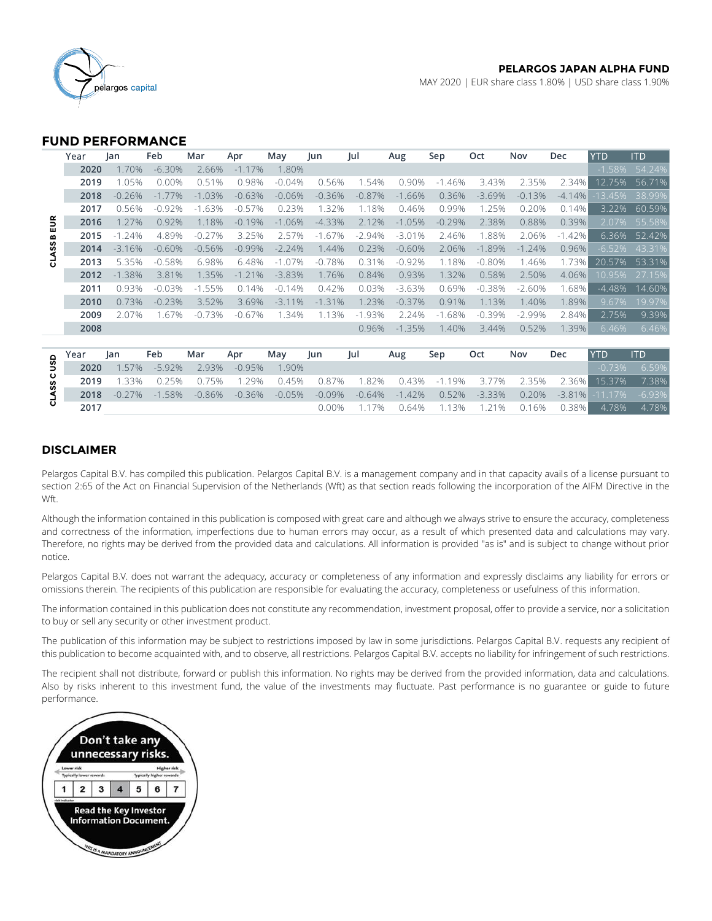**PELARGOS JAPAN ALPHA FUND**

MAY 2020 | EUR share class 1.80% | USD share class 1.90%

## FUND PERFORMANCE

**CLASS B EUR**

| Year | Jan | Feb | Mar | Apr | May | Jun | Jul | Aug | Sep | Oct | Nov | Dec | YTD | ITD |
|---|---|---|---|---|---|---|---|---|---|---|---|---|---|---|
| 2020 | 1.70% | -6.30% | 2.66% | -1.17% | 1.80% | | | | | | | | -1.58% | 54.24% |
| 2019 | 1.05% | 0.00% | 0.51% | 0.98% | -0.04% | 0.56% | 1.54% | 0.90% | -1.46% | 3.43% | 2.35% | 2.34% | 12.75% | 56.71% |
| 2018 | -0.26% | -1.77% | -1.03% | -0.63% | -0.06% | -0.36% | -0.87% | -1.66% | 0.36% | -3.69% | -0.13% | -4.14% | -13.45% | 38.99% |
| 2017 | 0.56% | -0.92% | -1.63% | -0.57% | 0.23% | 1.32% | 1.18% | 0.46% | 0.99% | 1.25% | 0.20% | 0.14% | 3.22% | 60.59% |
| 2016 | 1.27% | 0.92% | 1.18% | -0.19% | -1.06% | -4.33% | 2.12% | -1.05% | -0.29% | 2.38% | 0.88% | 0.39% | 2.07% | 55.58% |
| 2015 | -1.24% | 4.89% | -0.27% | 3.25% | 2.57% | -1.67% | -2.94% | -3.01% | 2.46% | 1.88% | 2.06% | -1.42% | 6.36% | 52.42% |
| 2014 | -3.16% | -0.60% | -0.56% | -0.99% | -2.24% | 1.44% | 0.23% | -0.60% | 2.06% | -1.89% | -1.24% | 0.96% | -6.52% | 43.31% |
| 2013 | 5.35% | -0.58% | 6.98% | 6.48% | -1.07% | -0.78% | 0.31% | -0.92% | 1.18% | -0.80% | 1.46% | 1.73% | 20.57% | 53.31% |
| 2012 | -1.38% | 3.81% | 1.35% | -1.21% | -3.83% | 1.76% | 0.84% | 0.93% | 1.32% | 0.58% | 2.50% | 4.06% | 10.95% | 27.15% |
| 2011 | 0.93% | -0.03% | -1.55% | 0.14% | -0.14% | 0.42% | 0.03% | -3.63% | 0.69% | -0.38% | -2.60% | 1.68% | -4.48% | 14.60% |
| 2010 | 0.73% | -0.23% | 3.52% | 3.69% | -3.11% | -1.31% | 1.23% | -0.37% | 0.91% | 1.13% | 1.40% | 1.89% | 9.67% | 19.97% |
| 2009 | 2.07% | 1.67% | -0.73% | -0.67% | 1.34% | 1.13% | -1.93% | 2.24% | -1.68% | -0.39% | -2.99% | 2.84% | 2.75% | 9.39% |
| 2008 | | | | | | | 0.96% | -1.35% | 1.40% | 3.44% | 0.52% | 1.39% | 6.46% | 6.46% |

**CLASS C USD**

| Year | Jan | Feb | Mar | Apr | May | Jun | Jul | Aug | Sep | Oct | Nov | Dec | YTD | ITD |
|---|---|---|---|---|---|---|---|---|---|---|---|---|---|---|
| 2020 | 1.57% | -5.92% | 2.93% | -0.95% | 1.90% | | | | | | | | -0.73% | 6.59% |
| 2019 | 1.33% | 0.25% | 0.75% | 1.29% | 0.45% | 0.87% | 1.82% | 0.43% | -1.19% | 3.77% | 2.35% | 2.36% | 15.37% | 7.38% |
| 2018 | -0.27% | -1.58% | -0.86% | -0.36% | -0.05% | -0.09% | -0.64% | -1.42% | 0.52% | -3.33% | 0.20% | -3.81% | -11.17% | -6.93% |
| 2017 | | | | | | 0.00% | 1.17% | 0.64% | 1.13% | 1.21% | 0.16% | 0.38% | 4.78% | 4.78% |

## DISCLAIMER

Pelargos Capital B.V. has compiled this publication. Pelargos Capital B.V. is a management company and in that capacity avails of a license pursuant to section 2:65 of the Act on Financial Supervision of the Netherlands (Wft) as that section reads following the incorporation of the AIFM Directive in the Wft.

Although the information contained in this publication is composed with great care and although we always strive to ensure the accuracy, completeness and correctness of the information, imperfections due to human errors may occur, as a result of which presented data and calculations may vary. Therefore, no rights may be derived from the provided data and calculations. All information is provided "as is" and is subject to change without prior notice.

Pelargos Capital B.V. does not warrant the adequacy, accuracy or completeness of any information and expressly disclaims any liability for errors or omissions therein. The recipients of this publication are responsible for evaluating the accuracy, completeness or usefulness of this information.

The information contained in this publication does not constitute any recommendation, investment proposal, offer to provide a service, nor a solicitation to buy or sell any security or other investment product.

The publication of this information may be subject to restrictions imposed by law in some jurisdictions. Pelargos Capital B.V. requests any recipient of this publication to become acquainted with, and to observe, all restrictions. Pelargos Capital B.V. accepts no liability for infringement of such restrictions.

The recipient shall not distribute, forward or publish this information. No rights may be derived from the provided information, data and calculations. Also by risks inherent to this investment fund, the value of the investments may fluctuate. Past performance is no guarantee or guide to future performance.

Don't take any unnecessary risks.

Lower risk — Higher risk

Typically lower rewards — Typically higher rewards

1 2 3 4 5 6 7

risk indicator

Read the Key Investor Information Document.

THIS IS A MANDATORY ANNOUNCEMENT